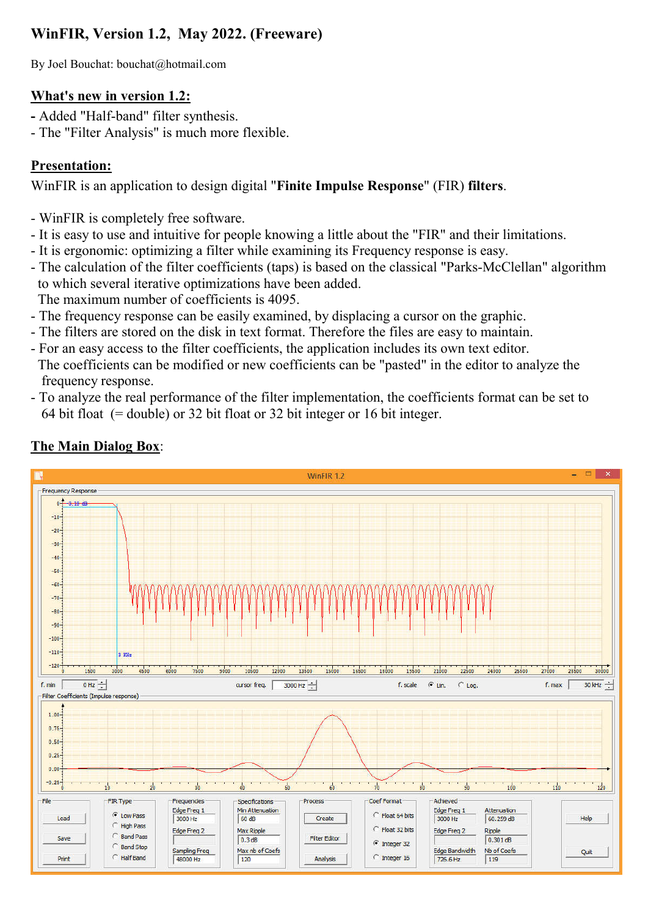## WinFIR, Version 1.2, May 2022. (Freeware)

By Joel Bouchat: bouchat@hotmail.com

### What's new in version 1.2:

- Added "Half-band" filter synthesis.
- The "Filter Analysis" is much more flexible.

### Presentation:

WinFIR is an application to design digital "**Finite Impulse Response**" (FIR) **filters**.

- WinFIR is completely free software.
- It is easy to use and intuitive for people knowing a little about the "FIR" and their limitations.
- It is ergonomic: optimizing a filter while examining its Frequency response is easy.
- The calculation of the filter coefficients (taps) is based on the classical "Parks-McClellan" algorithm to which several iterative optimizations have been added.
  The maximum number of coefficients is 4095.
- The frequency response can be easily examined, by displacing a cursor on the graphic.
- The filters are stored on the disk in text format. Therefore the files are easy to maintain.
- For an easy access to the filter coefficients, the application includes its own text editor.
  The coefficients can be modified or new coefficients can be "pasted" in the editor to analyze the frequency response.
- To analyze the real performance of the filter implementation, the coefficients format can be set to 64 bit float (= double) or 32 bit float or 32 bit integer or 16 bit integer.

### The Main Dialog Box:

WinFIR 1.2

Frequency Response

0.18 dB

3 KHz

0 -10 -20 -30 -40 -50 -60 -70 -80 -90 -100 -110 -120

0 1500 3000 4500 6000 7500 9000 10500 12000 13500 15000 16500 18000 19500 21000 22500 24000 25500 27000 28500 30000

f. min 0 Hz | cursor freq. 3000 Hz | f. scale Lin. Log. | f. max 30 kHz

Filter Coefficients (Impulse response)

1.00 0.75 0.50 0.25 0.00 -0.25

0 10 20 30 40 50 60 70 80 90 100 110 120

File: Load, Save, Print

FIR Type: Low Pass, High Pass, Band Pass, Band Stop, Half Band

Frequencies: Edge Freq 1 3000 Hz, Edge Freq 2, Sampling Freq 48000 Hz

Specifications: Min Attenuation 60 dB, Max Ripple 0.3 dB, Max nb of Coefs 120

Process: Create, Filter Editor, Analysis

Coef Format: Float 64 bits, Float 32 bits, Integer 32, Integer 16

Achieved: Edge Freq 1 3000 Hz, Attenuation 60.259 dB, Edge Freq 2, Ripple 0.301 dB, Edge Bandwidth 726.6 Hz, Nb of Coefs 119

Help

Quit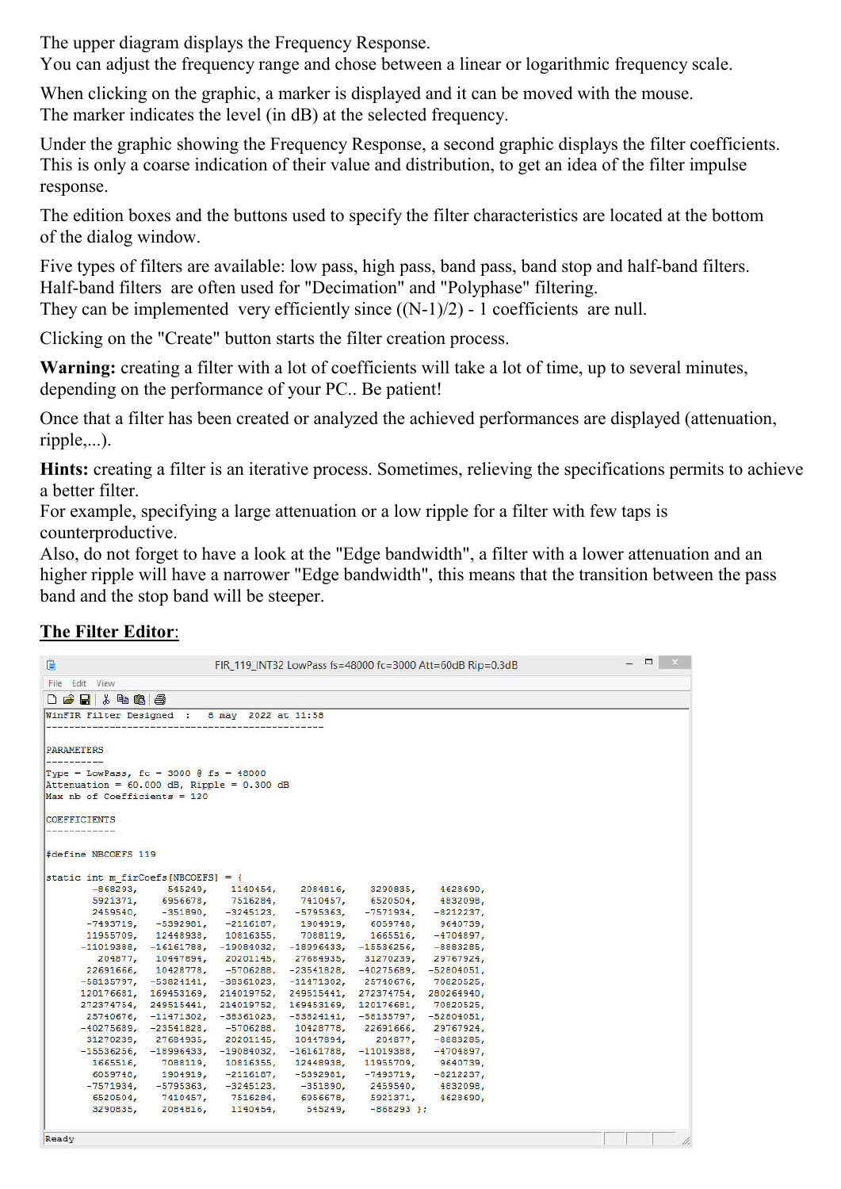The upper diagram displays the Frequency Response.
You can adjust the frequency range and chose between a linear or logarithmic frequency scale.

When clicking on the graphic, a marker is displayed and it can be moved with the mouse.
The marker indicates the level (in dB) at the selected frequency.

Under the graphic showing the Frequency Response, a second graphic displays the filter coefficients.
This is only a coarse indication of their value and distribution, to get an idea of the filter impulse response.

The edition boxes and the buttons used to specify the filter characteristics are located at the bottom of the dialog window.

Five types of filters are available: low pass, high pass, band pass, band stop and half-band filters.
Half-band filters are often used for "Decimation" and "Polyphase" filtering.
They can be implemented very efficiently since ((N-1)/2) - 1 coefficients are null.

Clicking on the "Create" button starts the filter creation process.

**Warning:** creating a filter with a lot of coefficients will take a lot of time, up to several minutes, depending on the performance of your PC.. Be patient!

Once that a filter has been created or analyzed the achieved performances are displayed (attenuation, ripple,...).

**Hints:** creating a filter is an iterative process. Sometimes, relieving the specifications permits to achieve a better filter.
For example, specifying a large attenuation or a low ripple for a filter with few taps is counterproductive.
Also, do not forget to have a look at the "Edge bandwidth", a filter with a lower attenuation and an higher ripple will have a narrower "Edge bandwidth", this means that the transition between the pass band and the stop band will be steeper.

## The Filter Editor:

FIR_119_INT32 LowPass fs=48000 fc=3000 Att=60dB Rip=0.3dB

File Edit View

```
WinFIR Filter Designed  :   8 may  2022 at 11:58
-----------------------------------------------

PARAMETERS
----------
Type = LowPass, Fc = 3000 @ fs = 48000
Attenuation = 60.000 dB, Ripple = 0.300 dB
Max nb of Coefficients = 120

COEFFICIENTS
------------

#define NBCOEFS 119

static int m_firCoefs[NBCOEFS] = {
      -868293,     545249,    1140454,    2084816,    3290835,    4628690,
      5921371,    6956678,    7516284,    7410457,    6520504,    4832098,
      2459540,    -351890,   -3245123,   -5795363,   -7571934,   -8212237,
     -7493719,   -5392981,   -2116107,    1904919,    6059748,    9640739,
     11955709,   12448938,   10816355,    7088119,    1665516,   -4704897,
    -11019388,  -16161788,  -19084032,  -18996433,  -15536256,   -8883285,
       204877,   10447894,   20201145,   27684935,   31270239,   29767924,
     22691666,   10428778,   -5706288,  -23541828,  -40275689,  -52804051,
    -58135797,  -53824141,  -38361023,  -11471302,   25740676,   70820525,
    120176681,  169453169,  214019752,  249515441,  272374754,  280264940,
    272374754,  249515441,  214019752,  169453169,  120176681,   70820525,
     25740676,  -11471302,  -38361023,  -53824141,  -58135797,  -52804051,
    -40275689,  -23541828,   -5706288,   10428778,   22691666,   29767924,
     31270239,   27684935,   20201145,   10447894,     204877,   -8883285,
    -15536256,  -18996433,  -19084032,  -16161788,  -11019388,   -4704897,
      1665516,    7088119,   10816355,   12448938,   11955709,    9640739,
      6059748,    1904919,   -2116107,   -5392981,   -7493719,   -8212237,
     -7571934,   -5795363,   -3245123,    -351890,    2459540,    4832098,
      6520504,    7410457,    7516284,    6956678,    5921371,    4628690,
      3290835,    2084816,    1140454,     545249,    -868293 };
```

Ready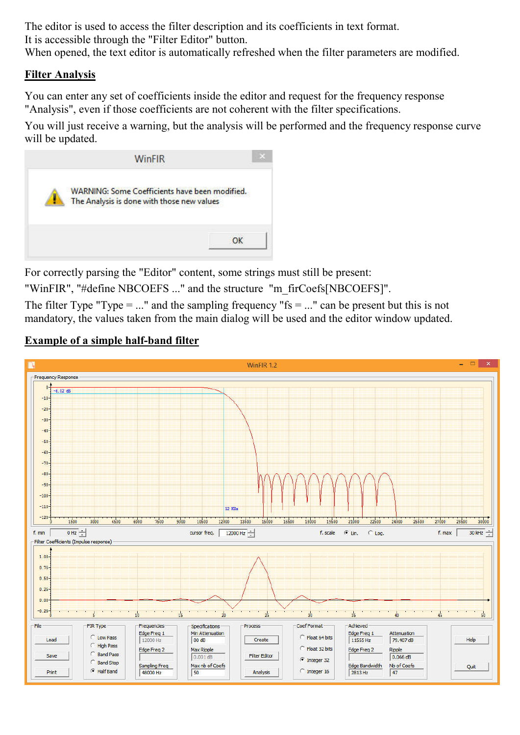The editor is used to access the filter description and its coefficients in text format.
It is accessible through the "Filter Editor" button.
When opened, the text editor is automatically refreshed when the filter parameters are modified.

## Filter Analysis

You can enter any set of coefficients inside the editor and request for the frequency response "Analysis", even if those coefficients are not coherent with the filter specifications.

You will just receive a warning, but the analysis will be performed and the frequency response curve will be updated.

WinFIR

WARNING: Some Coefficients have been modified.
The Analysis is done with those new values

OK

For correctly parsing the "Editor" content, some strings must still be present:
"WinFIR", "#define NBCOEFS ..." and the structure "m_firCoefs[NBCOEFS]".

The filter Type "Type = ..." and the sampling frequency "fs = ..." can be present but this is not mandatory, the values taken from the main dialog will be used and the editor window updated.

## Example of a simple half-band filter

WinFIR 1.2

Frequency Response

-6.02 dB

12 KHz

0
-10
-20
-30
-40
-50
-60
-70
-80
-90
-100
-110
-120

0 1500 3000 4500 6000 7500 9000 10500 12000 13500 15000 16500 18000 19500 21000 22500 24000 25500 27000 28500 30000

f. min 0 Hz

cursor freq. 12000 Hz

f. scale Lin. Log.

f. max 30 kHz

Filter Coefficients (Impulse response)

1.00
0.75
0.50
0.25
0.00
-0.25

5 10 15 20 25 30 35 40 45 50

File: Load, Save, Print

FIR Type: Low Pass, High Pass, Band Pass, Band Stop, Half Band

Frequencies: Edge Freq 1 12000 Hz, Edge Freq 2, Sampling Freq 48000 Hz

Specifications: Min Attenuation 80 dB, Max Ripple 0.001 dB, Max nb of Coefs 50

Process: Create, Filter Editor, Analysis

Coef Format: Float 64 bits, Float 32 bits, Integer 32, Integer 16

Achieved: Edge Freq 1 11555 Hz, Attenuation 79.407 dB, Edge Freq 2, Ripple 0.066 dB, Edge Bandwidth 2813 Hz, Nb of Coefs 47

Help

Quit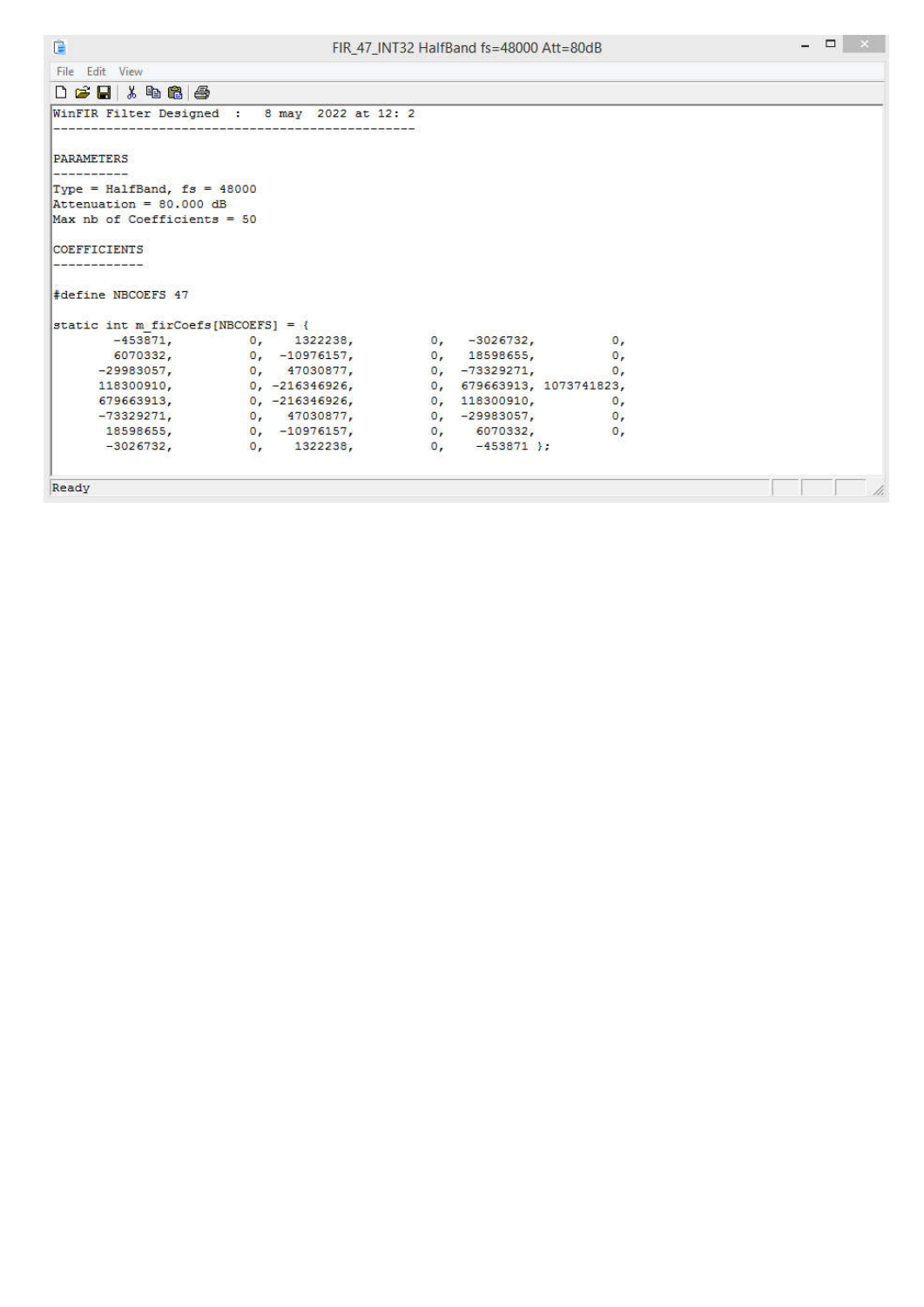FIR_47_INT32 HalfBand fs=48000 Att=80dB

File Edit View

```
WinFIR Filter Designed  :   8 may  2022 at 12: 2
------------------------------------------------

PARAMETERS
----------
Type = HalfBand, fs = 48000
Attenuation = 80.000 dB
Max nb of Coefficients = 50

COEFFICIENTS
------------

#define NBCOEFS 47

static int m_firCoefs[NBCOEFS] = {
        -453871,          0,    1322238,          0,   -3026732,          0,
        6070332,          0,  -10976157,          0,   18598655,          0,
      -29983057,          0,   47030877,          0,  -73329271,          0,
      118300910,          0, -216346926,          0,  679663913, 1073741823,
      679663913,          0, -216346926,          0,  118300910,          0,
      -73329271,          0,   47030877,          0,  -29983057,          0,
       18598655,          0,  -10976157,          0,    6070332,          0,
       -3026732,          0,    1322238,          0,    -453871 };
```

Ready